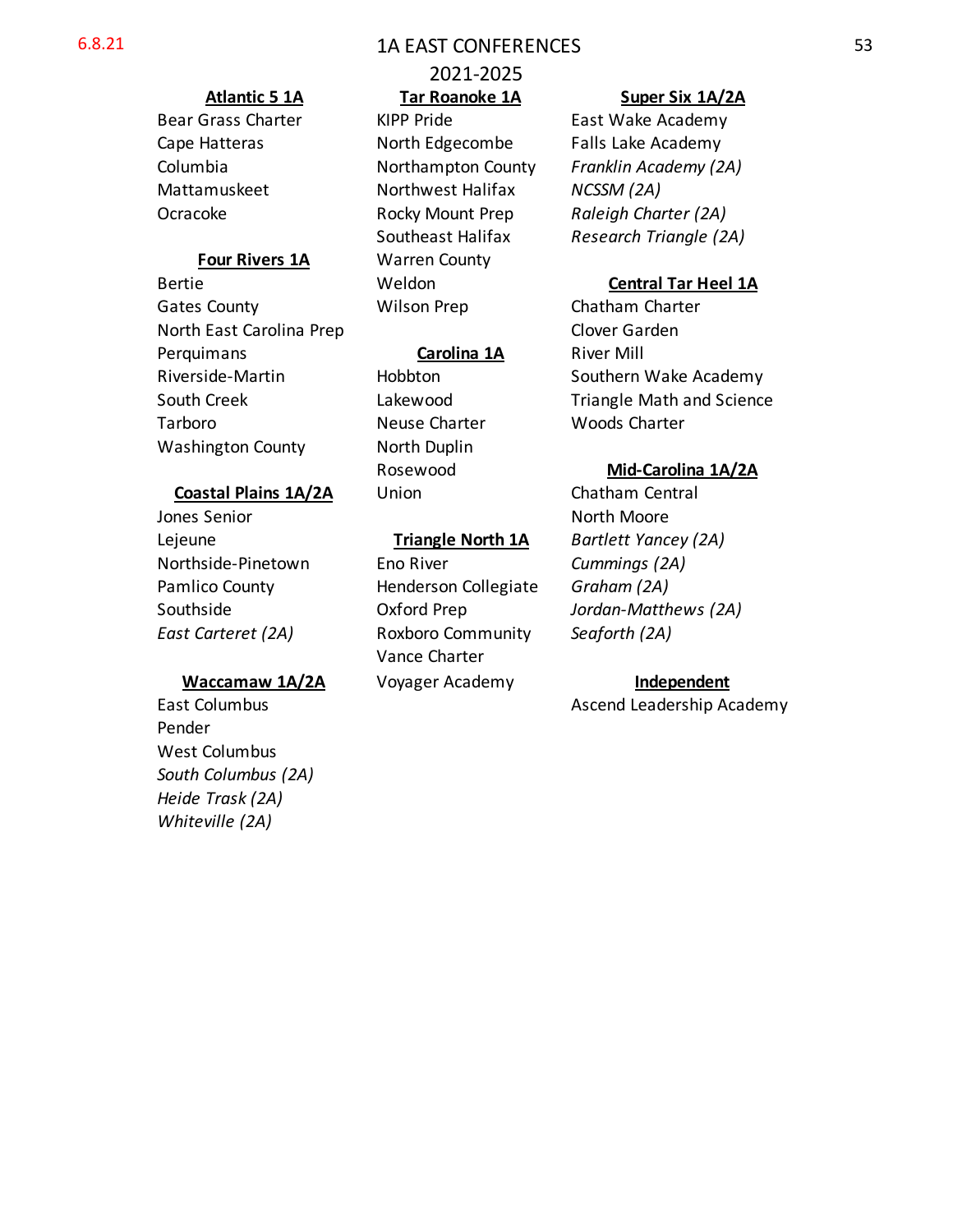6.8.21

# 1A EAST CONFERENCES
## 2021-2025

**Atlantic 5 1A**

Bear Grass Charter
Cape Hatteras
Columbia
Mattamuskeet
Ocracoke

**Four Rivers 1A**

Bertie
Gates County
North East Carolina Prep
Perquimans
Riverside-Martin
South Creek
Tarboro
Washington County

**Coastal Plains 1A/2A**

Jones Senior
Lejeune
Northside-Pinetown
Pamlico County
Southside
*East Carteret (2A)*

**Waccamaw 1A/2A**

East Columbus
Pender
West Columbus
*South Columbus (2A)*
*Heide Trask (2A)*
*Whiteville (2A)*

**Tar Roanoke 1A**

KIPP Pride
North Edgecombe
Northampton County
Northwest Halifax
Rocky Mount Prep
Southeast Halifax
Warren County
Weldon
Wilson Prep

**Carolina 1A**

Hobbton
Lakewood
Neuse Charter
North Duplin
Rosewood
Union

**Triangle North 1A**

Eno River
Henderson Collegiate
Oxford Prep
Roxboro Community
Vance Charter
Voyager Academy

**Super Six 1A/2A**

East Wake Academy
Falls Lake Academy
*Franklin Academy (2A)*
*NCSSM (2A)*
*Raleigh Charter (2A)*
*Research Triangle (2A)*

**Central Tar Heel 1A**

Chatham Charter
Clover Garden
River Mill
Southern Wake Academy
Triangle Math and Science
Woods Charter

**Mid-Carolina 1A/2A**

Chatham Central
North Moore
*Bartlett Yancey (2A)*
*Cummings (2A)*
*Graham (2A)*
*Jordan-Matthews (2A)*
*Seaforth (2A)*

**Independent**

Ascend Leadership Academy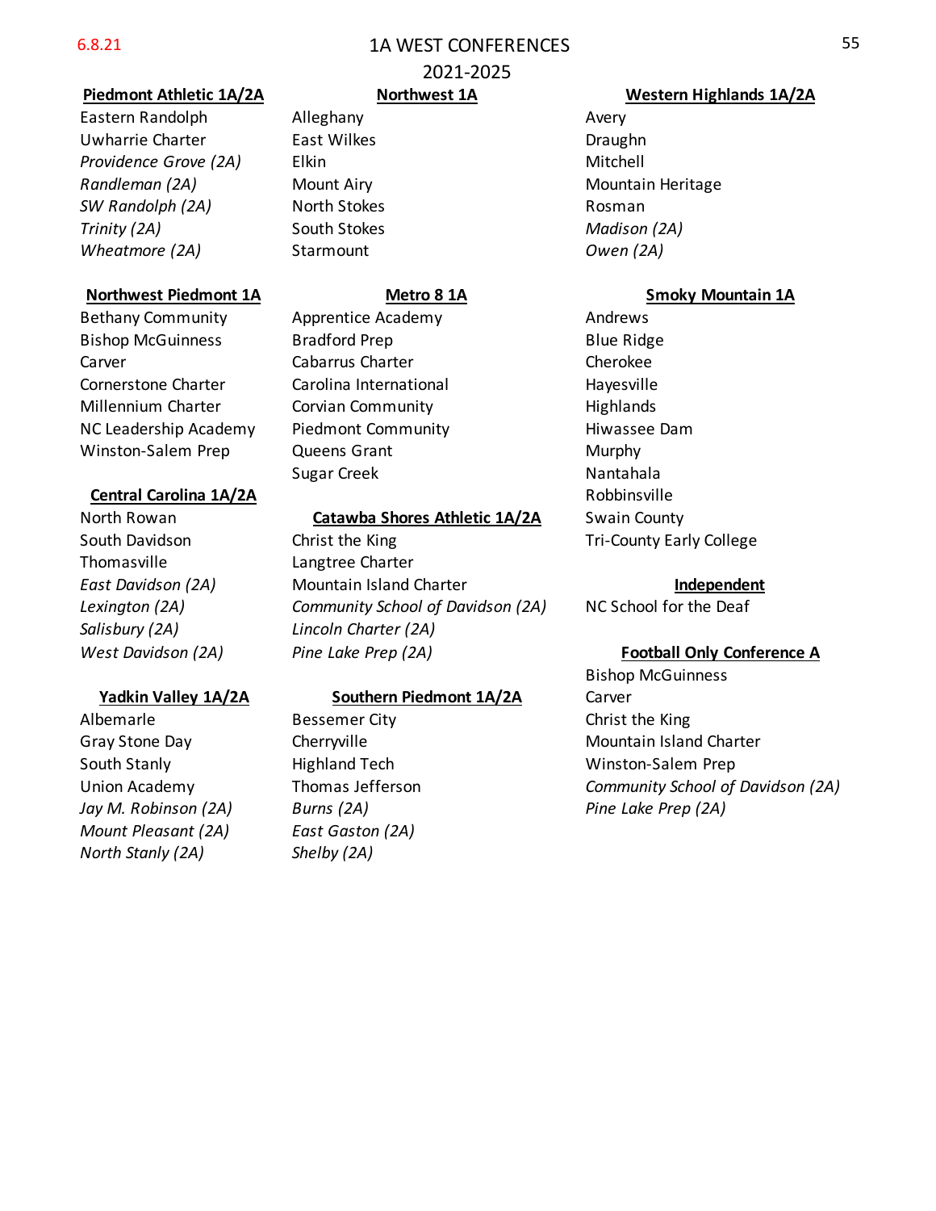6.8.21

# 1A WEST CONFERENCES
## 2021-2025

**Piedmont Athletic 1A/2A**

Eastern Randolph
Uwharrie Charter
*Providence Grove (2A)*
*Randleman (2A)*
*SW Randolph (2A)*
*Trinity (2A)*
*Wheatmore (2A)*

**Northwest Piedmont 1A**

Bethany Community
Bishop McGuinness
Carver
Cornerstone Charter
Millennium Charter
NC Leadership Academy
Winston-Salem Prep

**Central Carolina 1A/2A**

North Rowan
South Davidson
Thomasville
*East Davidson (2A)*
*Lexington (2A)*
*Salisbury (2A)*
*West Davidson (2A)*

**Yadkin Valley 1A/2A**

Albemarle
Gray Stone Day
South Stanly
Union Academy
*Jay M. Robinson (2A)*
*Mount Pleasant (2A)*
*North Stanly (2A)*

**Northwest 1A**

Alleghany
East Wilkes
Elkin
Mount Airy
North Stokes
South Stokes
Starmount

**Metro 8 1A**

Apprentice Academy
Bradford Prep
Cabarrus Charter
Carolina International
Corvian Community
Piedmont Community
Queens Grant
Sugar Creek

**Catawba Shores Athletic 1A/2A**

Christ the King
Langtree Charter
Mountain Island Charter
*Community School of Davidson (2A)*
*Lincoln Charter (2A)*
*Pine Lake Prep (2A)*

**Southern Piedmont 1A/2A**

Bessemer City
Cherryville
Highland Tech
Thomas Jefferson
*Burns (2A)*
*East Gaston (2A)*
*Shelby (2A)*

**Western Highlands 1A/2A**

Avery
Draughn
Mitchell
Mountain Heritage
Rosman
*Madison (2A)*
*Owen (2A)*

**Smoky Mountain 1A**

Andrews
Blue Ridge
Cherokee
Hayesville
Highlands
Hiwassee Dam
Murphy
Nantahala
Robbinsville
Swain County
Tri-County Early College

**Independent**

NC School for the Deaf

**Football Only Conference A**

Bishop McGuinness
Carver
Christ the King
Mountain Island Charter
Winston-Salem Prep
*Community School of Davidson (2A)*
*Pine Lake Prep (2A)*